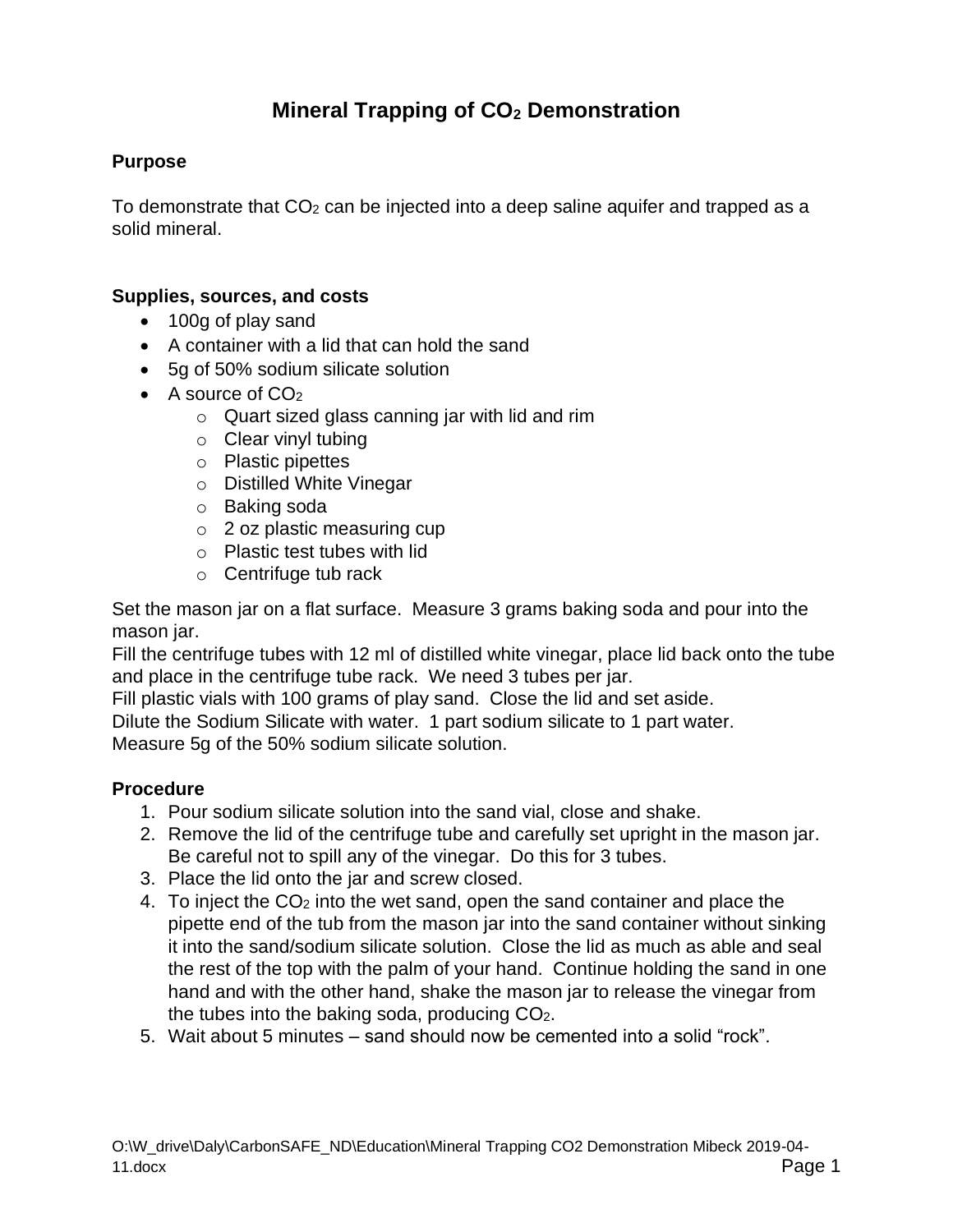# Mineral Trapping of $CO_2$ Demonstration

## Purpose

To demonstrate that $CO_2$ can be injected into a deep saline aquifer and trapped as a solid mineral.

## Supplies, sources, and costs

- 100g of play sand
- A container with a lid that can hold the sand
- 5g of 50% sodium silicate solution
- A source of $CO_2$
  - Quart sized glass canning jar with lid and rim
  - Clear vinyl tubing
  - Plastic pipettes
  - Distilled White Vinegar
  - Baking soda
  - 2 oz plastic measuring cup
  - Plastic test tubes with lid
  - Centrifuge tub rack

Set the mason jar on a flat surface. Measure 3 grams baking soda and pour into the mason jar.
Fill the centrifuge tubes with 12 ml of distilled white vinegar, place lid back onto the tube and place in the centrifuge tube rack. We need 3 tubes per jar.
Fill plastic vials with 100 grams of play sand. Close the lid and set aside.
Dilute the Sodium Silicate with water. 1 part sodium silicate to 1 part water.
Measure 5g of the 50% sodium silicate solution.

## Procedure

1. Pour sodium silicate solution into the sand vial, close and shake.
2. Remove the lid of the centrifuge tube and carefully set upright in the mason jar. Be careful not to spill any of the vinegar. Do this for 3 tubes.
3. Place the lid onto the jar and screw closed.
4. To inject the $CO_2$ into the wet sand, open the sand container and place the pipette end of the tub from the mason jar into the sand container without sinking it into the sand/sodium silicate solution. Close the lid as much as able and seal the rest of the top with the palm of your hand. Continue holding the sand in one hand and with the other hand, shake the mason jar to release the vinegar from the tubes into the baking soda, producing $CO_2$.
5. Wait about 5 minutes – sand should now be cemented into a solid "rock".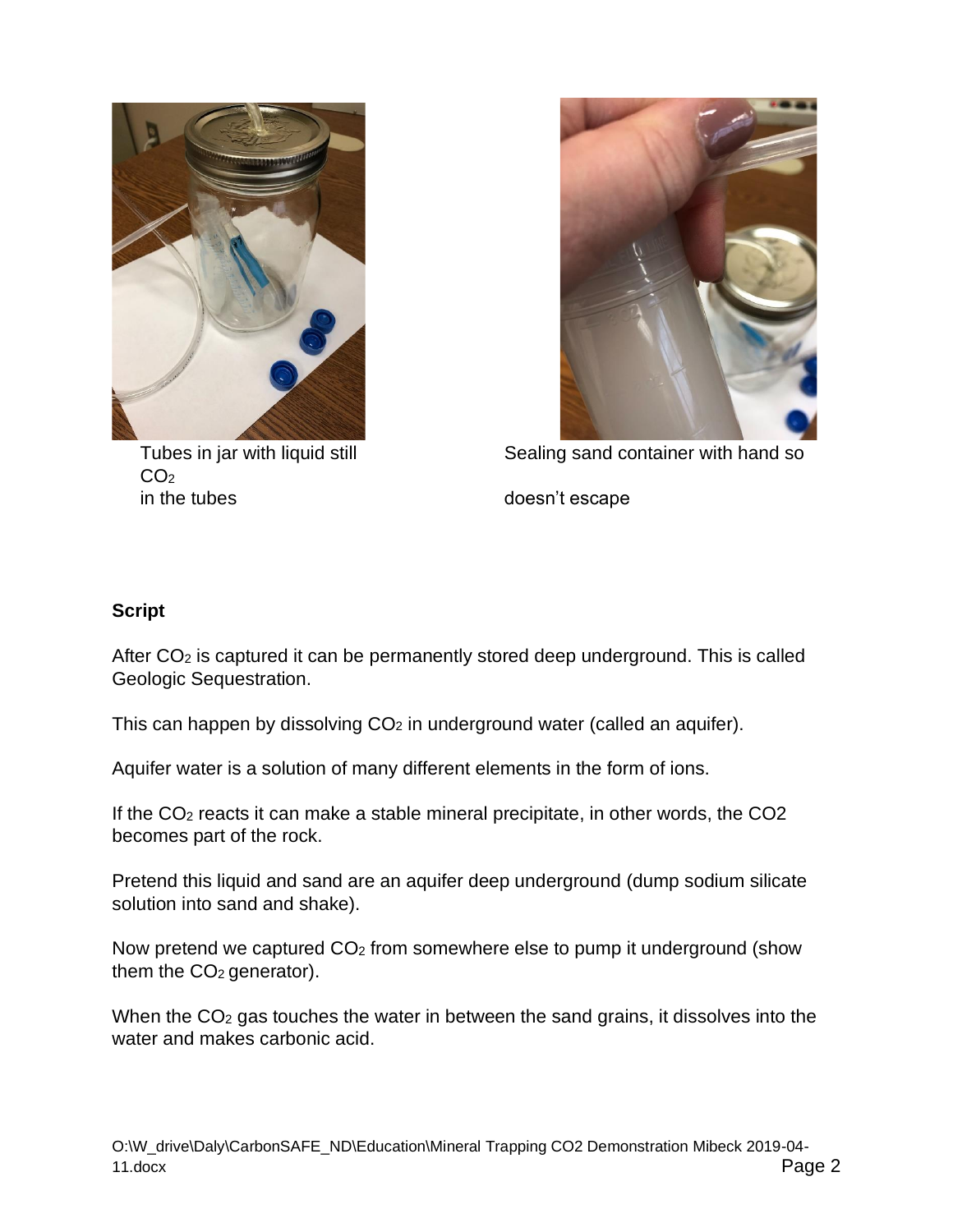Tubes in jar with liquid still $CO_2$ in the tubes

Sealing sand container with hand so $CO_2$ doesn't escape

**Script**

After $CO_2$ is captured it can be permanently stored deep underground. This is called Geologic Sequestration.

This can happen by dissolving $CO_2$ in underground water (called an aquifer).

Aquifer water is a solution of many different elements in the form of ions.

If the $CO_2$ reacts it can make a stable mineral precipitate, in other words, the CO2 becomes part of the rock.

Pretend this liquid and sand are an aquifer deep underground (dump sodium silicate solution into sand and shake).

Now pretend we captured $CO_2$ from somewhere else to pump it underground (show them the $CO_2$ generator).

When the $CO_2$ gas touches the water in between the sand grains, it dissolves into the water and makes carbonic acid.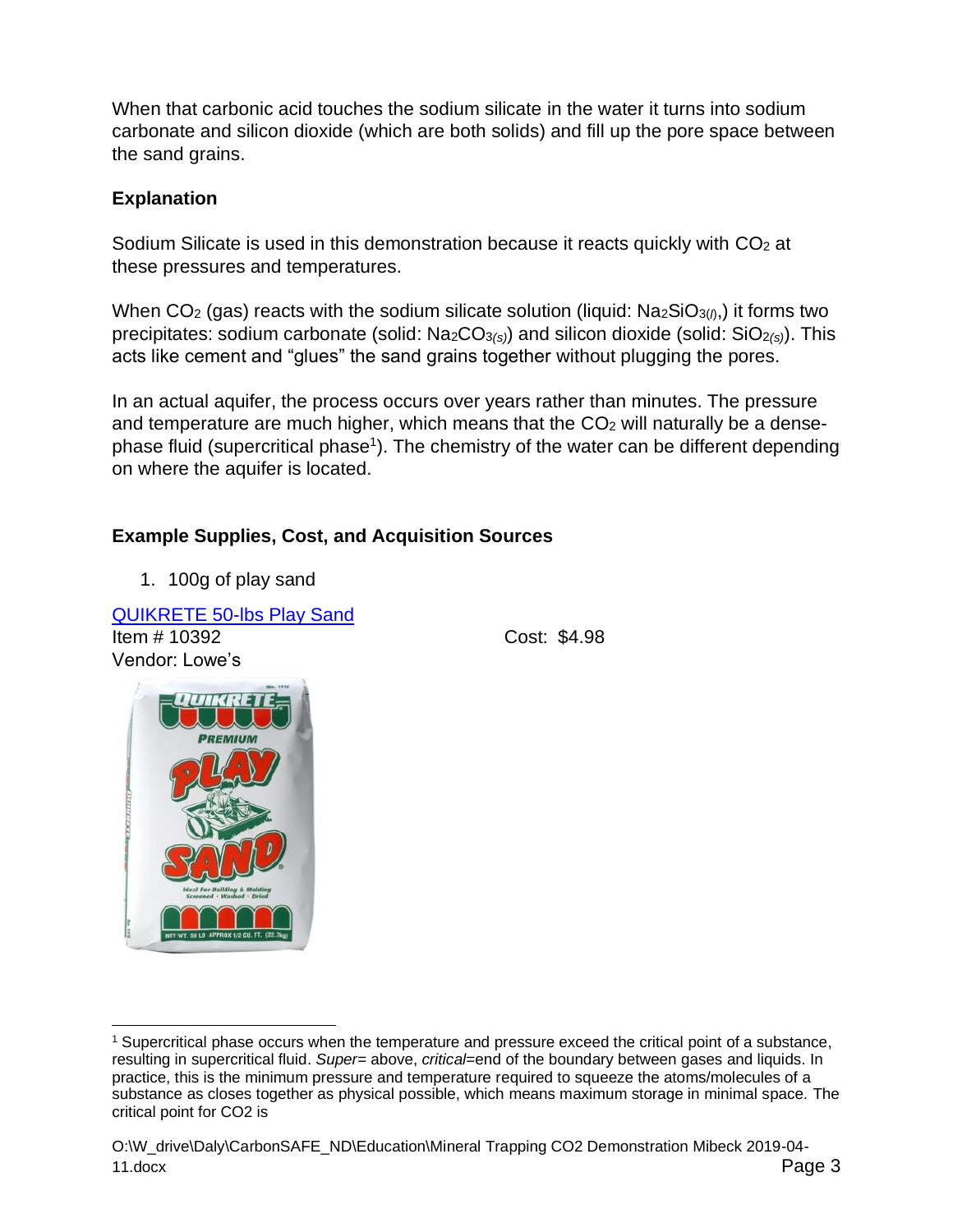When that carbonic acid touches the sodium silicate in the water it turns into sodium carbonate and silicon dioxide (which are both solids) and fill up the pore space between the sand grains.

### Explanation

Sodium Silicate is used in this demonstration because it reacts quickly with $CO_2$ at these pressures and temperatures.

When $CO_2$ (gas) reacts with the sodium silicate solution (liquid: $Na_2SiO_{3(l)}$,) it forms two precipitates: sodium carbonate (solid: $Na_2CO_{3(s)}$) and silicon dioxide (solid: $SiO_{2(s)}$). This acts like cement and "glues" the sand grains together without plugging the pores.

In an actual aquifer, the process occurs over years rather than minutes. The pressure and temperature are much higher, which means that the $CO_2$ will naturally be a dense-phase fluid (supercritical phase[1]). The chemistry of the water can be different depending on where the aquifer is located.

### Example Supplies, Cost, and Acquisition Sources

1. 100g of play sand

[QUIKRETE 50-lbs Play Sand]
Item # 10392 Cost: $4.98
Vendor: Lowe's

[1] Supercritical phase occurs when the temperature and pressure exceed the critical point of a substance, resulting in supercritical fluid. *Super*= above, *critical*=end of the boundary between gases and liquids. In practice, this is the minimum pressure and temperature required to squeeze the atoms/molecules of a substance as closes together as physical possible, which means maximum storage in minimal space. The critical point for CO2 is

O:\W_drive\Daly\CarbonSAFE_ND\Education\Mineral Trapping CO2 Demonstration Mibeck 2019-04-11.docx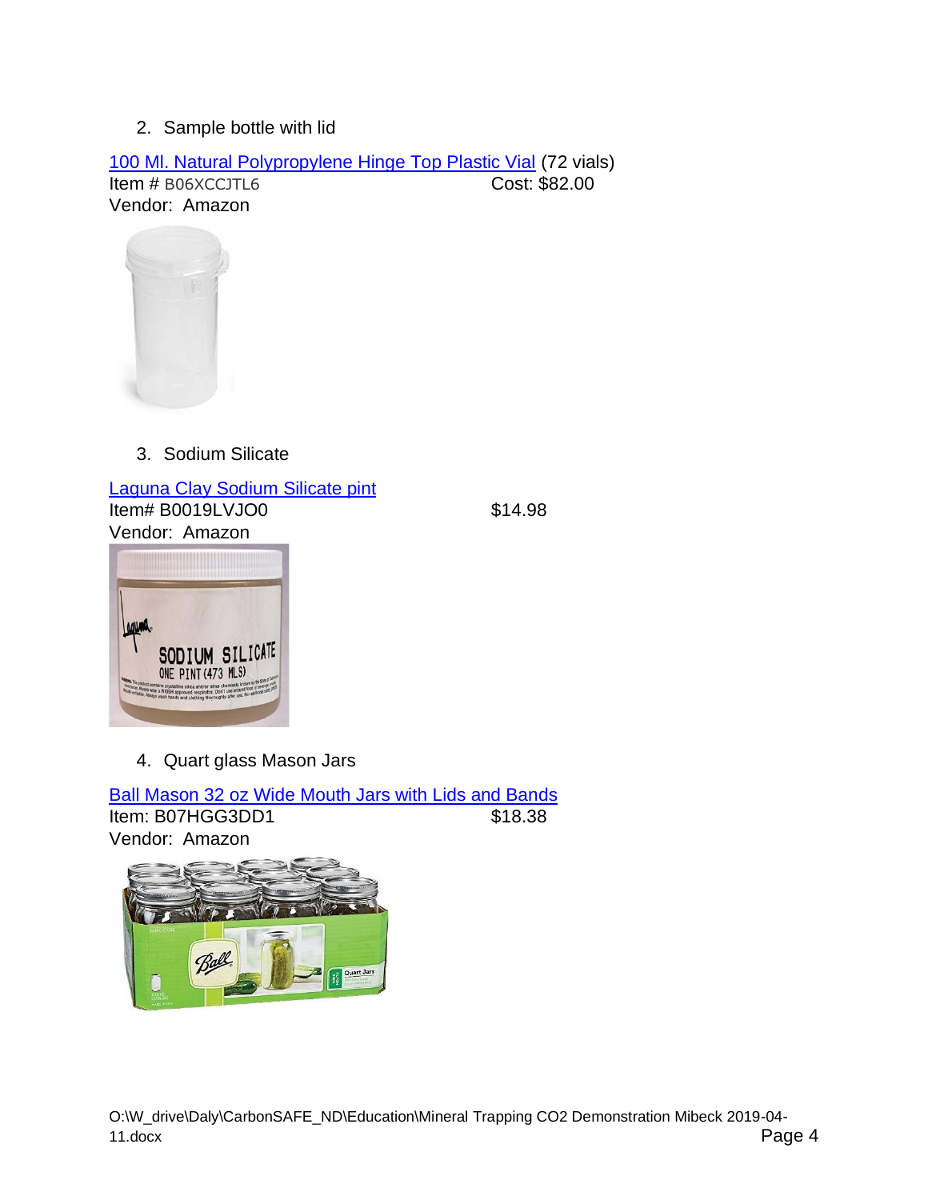2. Sample bottle with lid

100 Ml. Natural Polypropylene Hinge Top Plastic Vial (72 vials)
Item # B06XCCJTL6 Cost: $82.00
Vendor: Amazon

3. Sodium Silicate

Laguna Clay Sodium Silicate pint
Item# B0019LVJO0 $14.98
Vendor: Amazon

4. Quart glass Mason Jars

Ball Mason 32 oz Wide Mouth Jars with Lids and Bands
Item: B07HGG3DD1 $18.38
Vendor: Amazon

O:\W_drive\Daly\CarbonSAFE_ND\Education\Mineral Trapping CO2 Demonstration Mibeck 2019-04-11.docx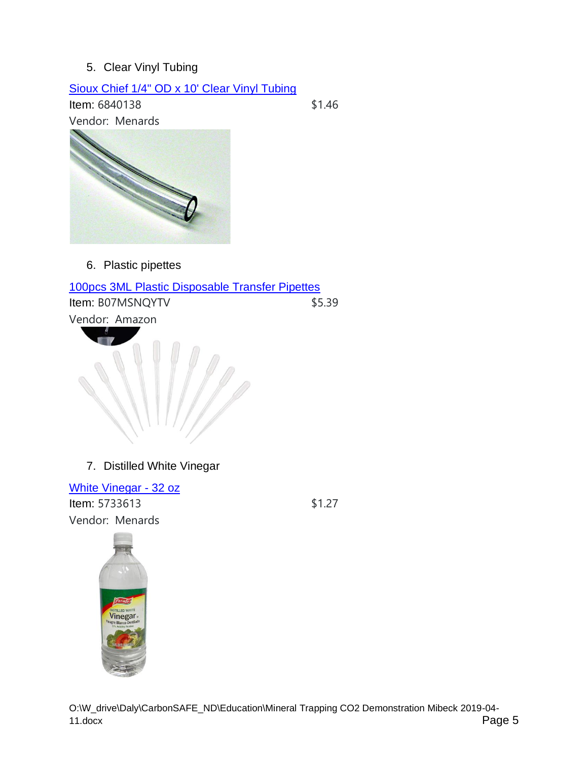5. Clear Vinyl Tubing

Sioux Chief 1/4" OD x 10' Clear Vinyl Tubing
Item: 6840138 $1.46
Vendor: Menards

6. Plastic pipettes

100pcs 3ML Plastic Disposable Transfer Pipettes
Item: B07MSNQYTV $5.39
Vendor: Amazon

7. Distilled White Vinegar

White Vinegar - 32 oz
Item: 5733613 $1.27
Vendor: Menards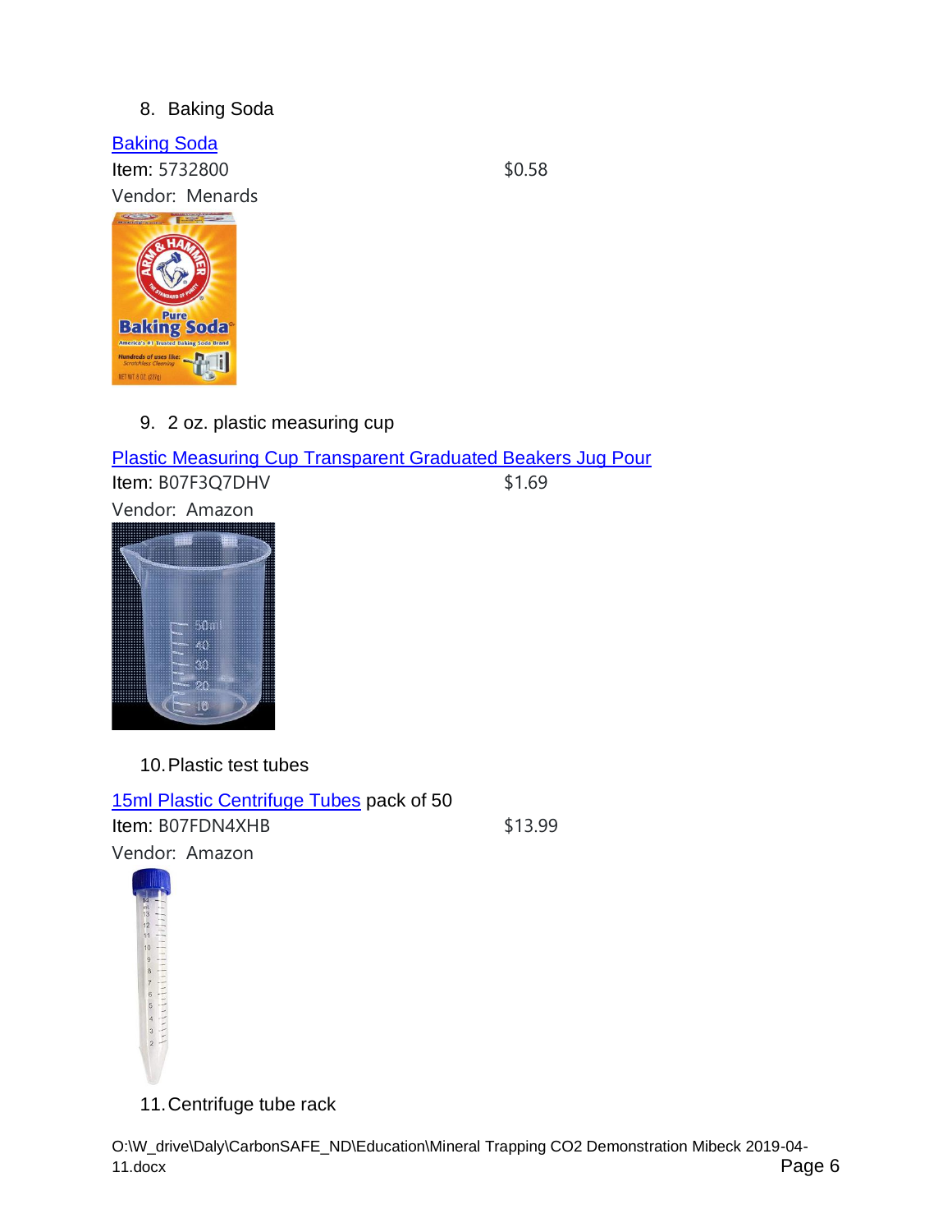8. Baking Soda

Baking Soda
Item: 5732800 $0.58
Vendor: Menards

9. 2 oz. plastic measuring cup

Plastic Measuring Cup Transparent Graduated Beakers Jug Pour
Item: B07F3Q7DHV $1.69
Vendor: Amazon

10. Plastic test tubes

15ml Plastic Centrifuge Tubes pack of 50
Item: B07FDN4XHB $13.99
Vendor: Amazon

11. Centrifuge tube rack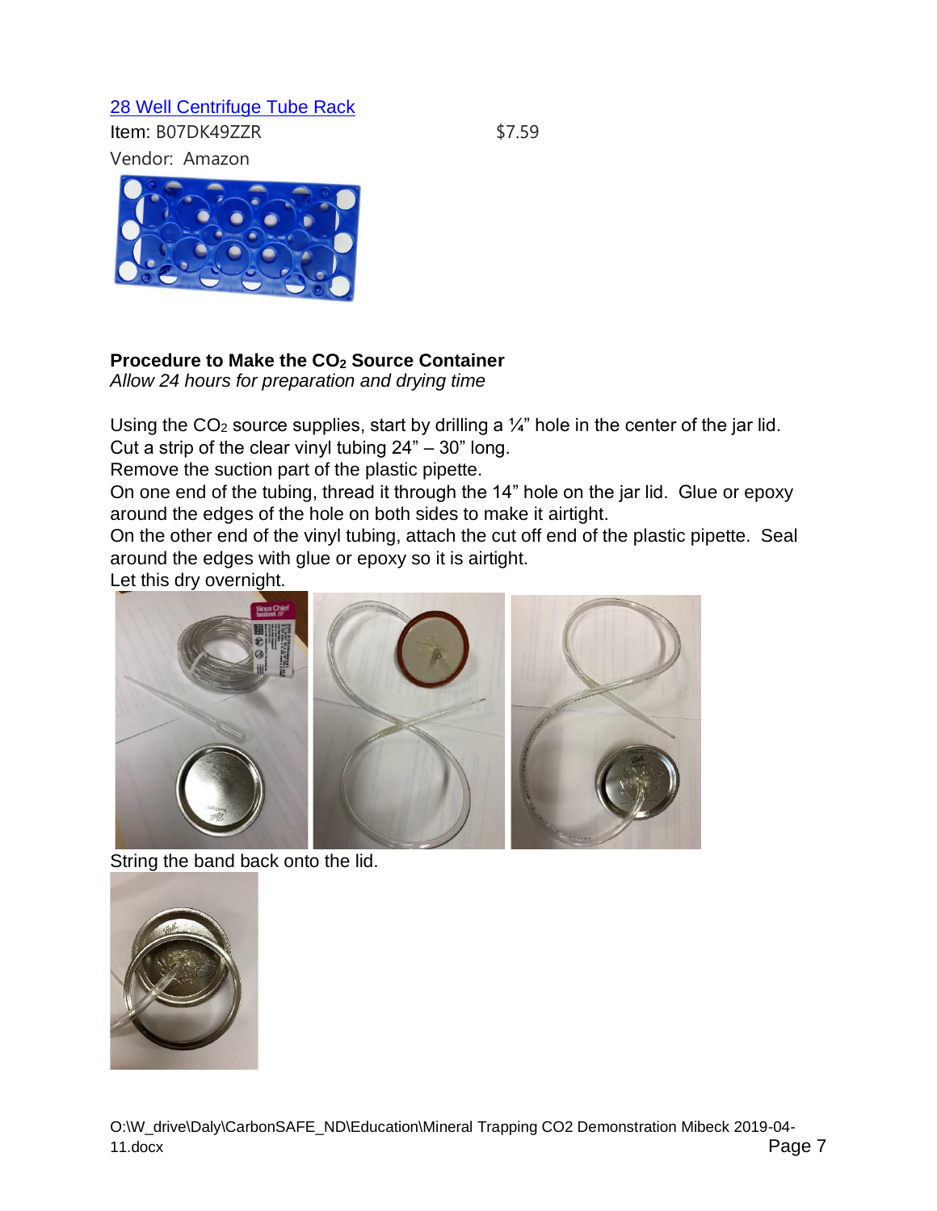[28 Well Centrifuge Tube Rack]
Item: B07DK49ZZR $7.59
Vendor: Amazon

**Procedure to Make the $CO_2$ Source Container**
*Allow 24 hours for preparation and drying time*

Using the $CO_2$ source supplies, start by drilling a ¼" hole in the center of the jar lid.
Cut a strip of the clear vinyl tubing 24" – 30" long.
Remove the suction part of the plastic pipette.
On one end of the tubing, thread it through the 14" hole on the jar lid. Glue or epoxy around the edges of the hole on both sides to make it airtight.
On the other end of the vinyl tubing, attach the cut off end of the plastic pipette. Seal around the edges with glue or epoxy so it is airtight.
Let this dry overnight.

String the band back onto the lid.

O:\W_drive\Daly\CarbonSAFE_ND\Education\Mineral Trapping CO2 Demonstration Mibeck 2019-04-11.docx